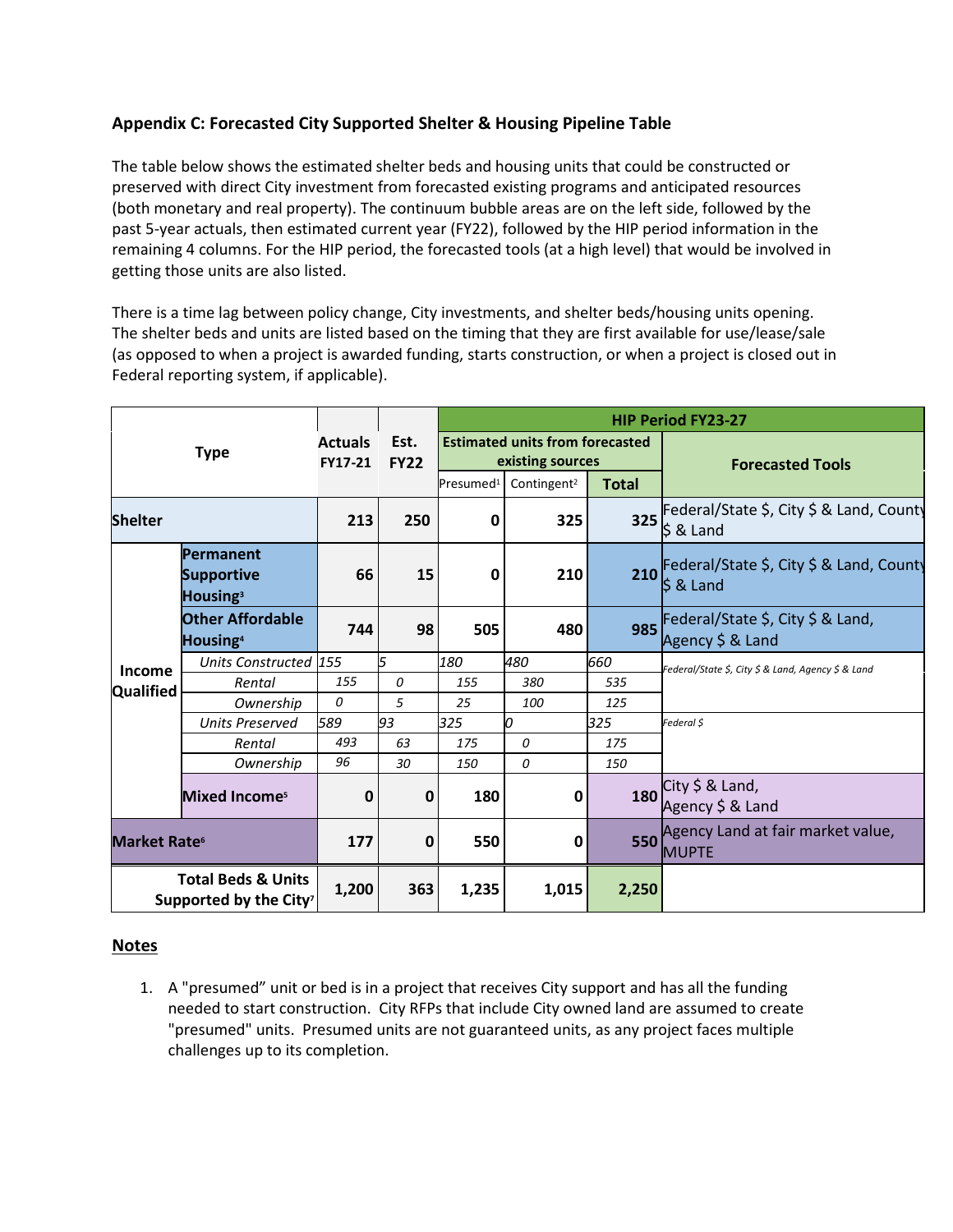## Appendix C: Forecasted City Supported Shelter & Housing Pipeline Table

The table below shows the estimated shelter beds and housing units that could be constructed or preserved with direct City investment from forecasted existing programs and anticipated resources (both monetary and real property). The continuum bubble areas are on the left side, followed by the past 5-year actuals, then estimated current year (FY22), followed by the HIP period information in the remaining 4 columns. For the HIP period, the forecasted tools (at a high level) that would be involved in getting those units are also listed.

There is a time lag between policy change, City investments, and shelter beds/housing units opening. The shelter beds and units are listed based on the timing that they are first available for use/lease/sale (as opposed to when a project is awarded funding, starts construction, or when a project is closed out in Federal reporting system, if applicable).

| Type | | Actuals FY17-21 | Est. FY22 | HIP Period FY23-27 | | | |
|---|---|---|---|---|---|---|---|
| | | | | Estimated units from forecasted existing sources | | | Forecasted Tools |
| | | | | Presumed[1] | Contingent[2] | Total | |
| **Shelter** | | **213** | **250** | **0** | **325** | **325** | Federal/State $, City $ & Land, County $ & Land |
| **Income Qualified** | **Permanent Supportive Housing[3]** | **66** | **15** | **0** | **210** | **210** | Federal/State $, City $ & Land, County $ & Land |
| | **Other Affordable Housing[4]** | **744** | **98** | **505** | **480** | **985** | Federal/State $, City $ & Land, Agency $ & Land |
| | *Units Constructed* | *155* | *5* | *180* | *480* | *660* | *Federal/State $, City $ & Land, Agency $ & Land* |
| | *Rental* | *155* | *0* | *155* | *380* | *535* | |
| | *Ownership* | *0* | *5* | *25* | *100* | *125* | |
| | *Units Preserved* | *589* | *93* | *325* | *0* | *325* | *Federal $* |
| | *Rental* | *493* | *63* | *175* | *0* | *175* | |
| | *Ownership* | *96* | *30* | *150* | *0* | *150* | |
| | **Mixed Income[5]** | **0** | **0** | **180** | **0** | **180** | City $ & Land, Agency $ & Land |
| **Market Rate[6]** | | **177** | **0** | **550** | **0** | **550** | Agency Land at fair market value, MUPTE |
| **Total Beds & Units Supported by the City[7]** | | **1,200** | **363** | **1,235** | **1,015** | **2,250** | |

## Notes

1. A "presumed" unit or bed is in a project that receives City support and has all the funding needed to start construction. City RFPs that include City owned land are assumed to create "presumed" units. Presumed units are not guaranteed units, as any project faces multiple challenges up to its completion.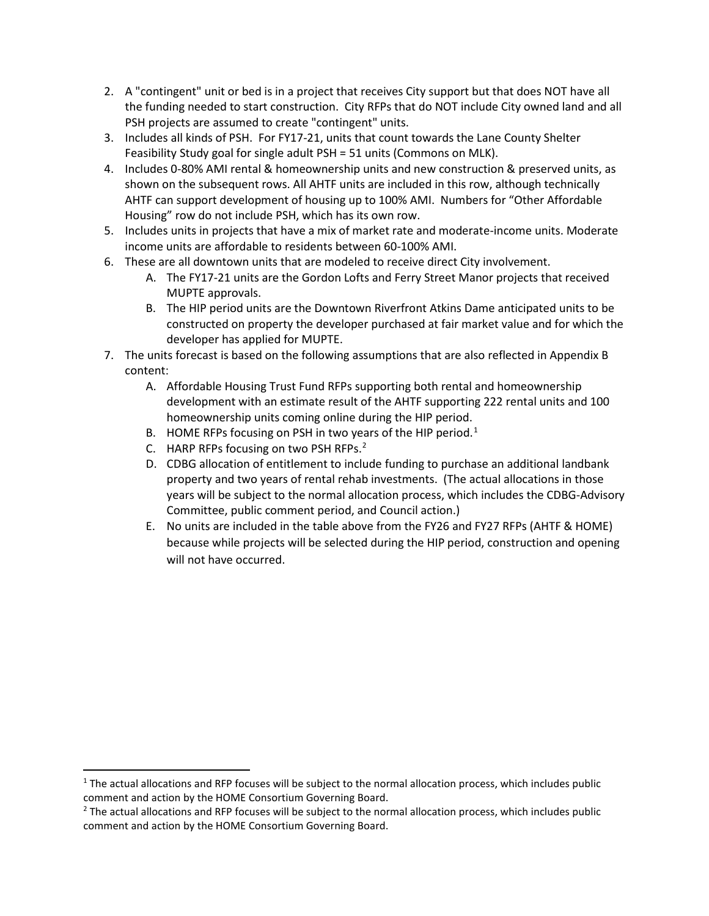2. A "contingent" unit or bed is in a project that receives City support but that does NOT have all the funding needed to start construction. City RFPs that do NOT include City owned land and all PSH projects are assumed to create "contingent" units.
3. Includes all kinds of PSH. For FY17-21, units that count towards the Lane County Shelter Feasibility Study goal for single adult PSH = 51 units (Commons on MLK).
4. Includes 0-80% AMI rental & homeownership units and new construction & preserved units, as shown on the subsequent rows. All AHTF units are included in this row, although technically AHTF can support development of housing up to 100% AMI. Numbers for "Other Affordable Housing" row do not include PSH, which has its own row.
5. Includes units in projects that have a mix of market rate and moderate-income units. Moderate income units are affordable to residents between 60-100% AMI.
6. These are all downtown units that are modeled to receive direct City involvement.
   A. The FY17-21 units are the Gordon Lofts and Ferry Street Manor projects that received MUPTE approvals.
   B. The HIP period units are the Downtown Riverfront Atkins Dame anticipated units to be constructed on property the developer purchased at fair market value and for which the developer has applied for MUPTE.
7. The units forecast is based on the following assumptions that are also reflected in Appendix B content:
   A. Affordable Housing Trust Fund RFPs supporting both rental and homeownership development with an estimate result of the AHTF supporting 222 rental units and 100 homeownership units coming online during the HIP period.
   B. HOME RFPs focusing on PSH in two years of the HIP period.[1]
   C. HARP RFPs focusing on two PSH RFPs.[2]
   D. CDBG allocation of entitlement to include funding to purchase an additional landbank property and two years of rental rehab investments. (The actual allocations in those years will be subject to the normal allocation process, which includes the CDBG-Advisory Committee, public comment period, and Council action.)
   E. No units are included in the table above from the FY26 and FY27 RFPs (AHTF & HOME) because while projects will be selected during the HIP period, construction and opening will not have occurred.

[1] The actual allocations and RFP focuses will be subject to the normal allocation process, which includes public comment and action by the HOME Consortium Governing Board.

[2] The actual allocations and RFP focuses will be subject to the normal allocation process, which includes public comment and action by the HOME Consortium Governing Board.